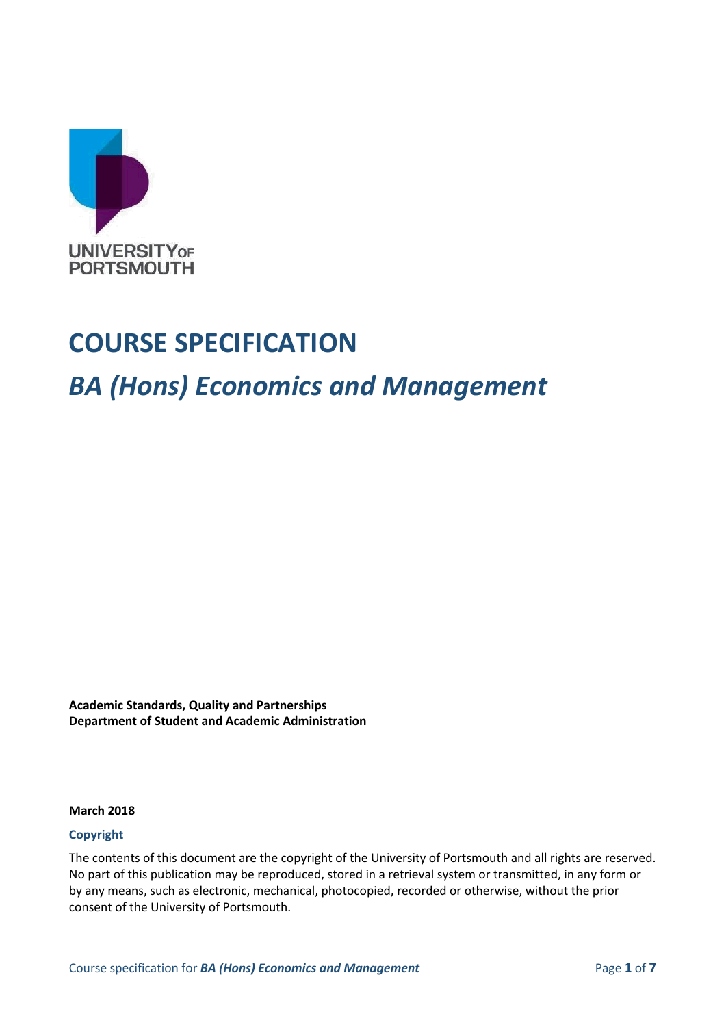UNIVERSITY OF PORTSMOUTH

# COURSE SPECIFICATION

## *BA (Hons) Economics and Management*

**Academic Standards, Quality and Partnerships**
**Department of Student and Academic Administration**

**March 2018**

**Copyright**

The contents of this document are the copyright of the University of Portsmouth and all rights are reserved. No part of this publication may be reproduced, stored in a retrieval system or transmitted, in any form or by any means, such as electronic, mechanical, photocopied, recorded or otherwise, without the prior consent of the University of Portsmouth.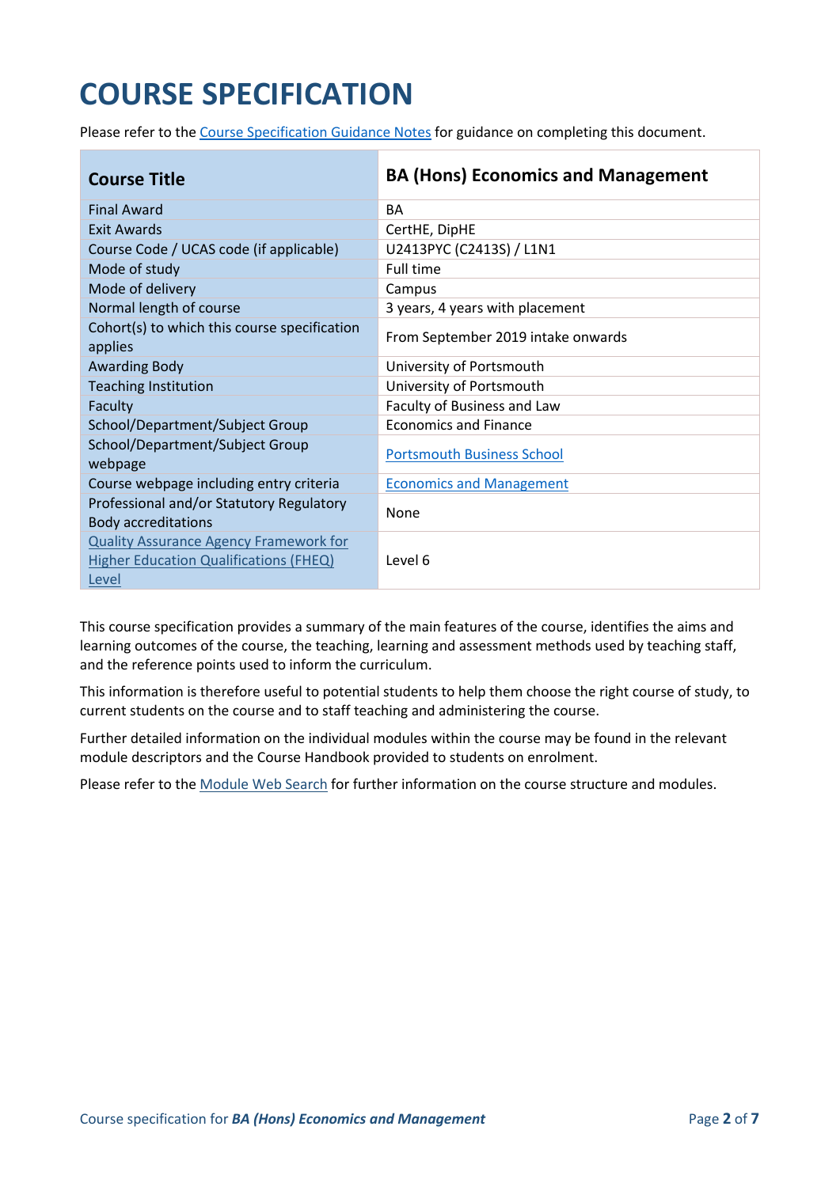# COURSE SPECIFICATION

Please refer to the Course Specification Guidance Notes for guidance on completing this document.

| Course Title | BA (Hons) Economics and Management |
|---|---|
| Final Award | BA |
| Exit Awards | CertHE, DipHE |
| Course Code / UCAS code (if applicable) | U2413PYC (C2413S) / L1N1 |
| Mode of study | Full time |
| Mode of delivery | Campus |
| Normal length of course | 3 years, 4 years with placement |
| Cohort(s) to which this course specification applies | From September 2019 intake onwards |
| Awarding Body | University of Portsmouth |
| Teaching Institution | University of Portsmouth |
| Faculty | Faculty of Business and Law |
| School/Department/Subject Group | Economics and Finance |
| School/Department/Subject Group webpage | Portsmouth Business School |
| Course webpage including entry criteria | Economics and Management |
| Professional and/or Statutory Regulatory Body accreditations | None |
| Quality Assurance Agency Framework for Higher Education Qualifications (FHEQ) Level | Level 6 |

This course specification provides a summary of the main features of the course, identifies the aims and learning outcomes of the course, the teaching, learning and assessment methods used by teaching staff, and the reference points used to inform the curriculum.

This information is therefore useful to potential students to help them choose the right course of study, to current students on the course and to staff teaching and administering the course.

Further detailed information on the individual modules within the course may be found in the relevant module descriptors and the Course Handbook provided to students on enrolment.

Please refer to the Module Web Search for further information on the course structure and modules.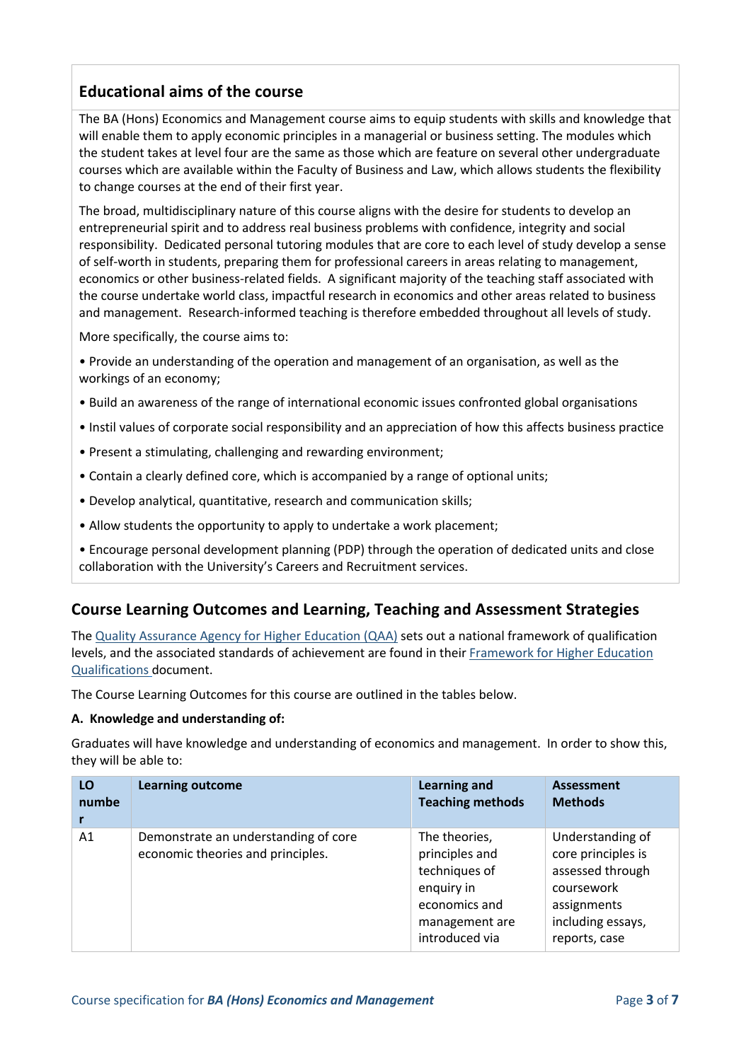## Educational aims of the course

The BA (Hons) Economics and Management course aims to equip students with skills and knowledge that will enable them to apply economic principles in a managerial or business setting. The modules which the student takes at level four are the same as those which are feature on several other undergraduate courses which are available within the Faculty of Business and Law, which allows students the flexibility to change courses at the end of their first year.

The broad, multidisciplinary nature of this course aligns with the desire for students to develop an entrepreneurial spirit and to address real business problems with confidence, integrity and social responsibility. Dedicated personal tutoring modules that are core to each level of study develop a sense of self-worth in students, preparing them for professional careers in areas relating to management, economics or other business-related fields. A significant majority of the teaching staff associated with the course undertake world class, impactful research in economics and other areas related to business and management. Research-informed teaching is therefore embedded throughout all levels of study.

More specifically, the course aims to:

- Provide an understanding of the operation and management of an organisation, as well as the workings of an economy;
- Build an awareness of the range of international economic issues confronted global organisations
- Instil values of corporate social responsibility and an appreciation of how this affects business practice
- Present a stimulating, challenging and rewarding environment;
- Contain a clearly defined core, which is accompanied by a range of optional units;
- Develop analytical, quantitative, research and communication skills;
- Allow students the opportunity to apply to undertake a work placement;
- Encourage personal development planning (PDP) through the operation of dedicated units and close collaboration with the University's Careers and Recruitment services.

## Course Learning Outcomes and Learning, Teaching and Assessment Strategies

The Quality Assurance Agency for Higher Education (QAA) sets out a national framework of qualification levels, and the associated standards of achievement are found in their Framework for Higher Education Qualifications document.

The Course Learning Outcomes for this course are outlined in the tables below.

**A. Knowledge and understanding of:**

Graduates will have knowledge and understanding of economics and management. In order to show this, they will be able to:

| LO number | Learning outcome | Learning and Teaching methods | Assessment Methods |
|---|---|---|---|
| A1 | Demonstrate an understanding of core economic theories and principles. | The theories, principles and techniques of enquiry in economics and management are introduced via | Understanding of core principles is assessed through coursework assignments including essays, reports, case |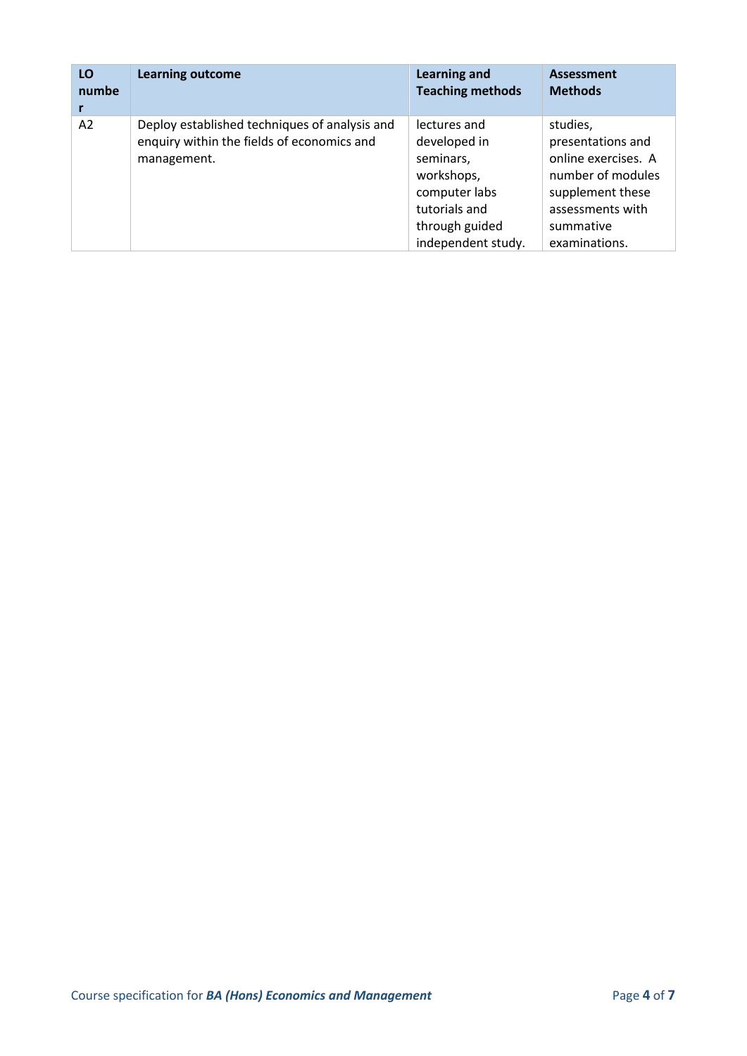| LO number | Learning outcome | Learning and Teaching methods | Assessment Methods |
|---|---|---|---|
| A2 | Deploy established techniques of analysis and enquiry within the fields of economics and management. | lectures and developed in seminars, workshops, computer labs tutorials and through guided independent study. | studies, presentations and online exercises. A number of modules supplement these assessments with summative examinations. |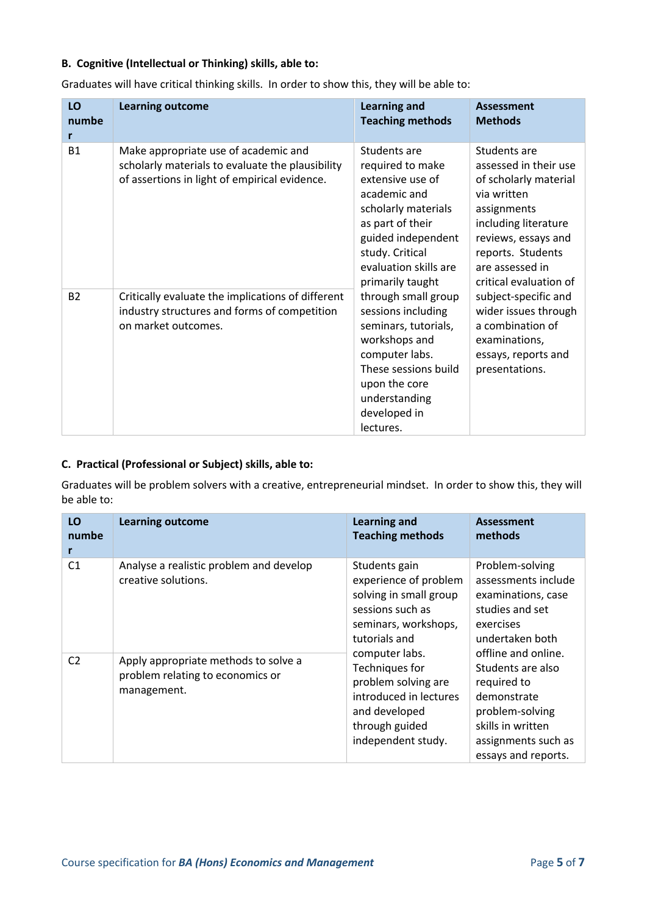**B. Cognitive (Intellectual or Thinking) skills, able to:**

Graduates will have critical thinking skills. In order to show this, they will be able to:

| LO number | Learning outcome | Learning and Teaching methods | Assessment Methods |
|---|---|---|---|
| B1 | Make appropriate use of academic and scholarly materials to evaluate the plausibility of assertions in light of empirical evidence. | Students are required to make extensive use of academic and scholarly materials as part of their guided independent study. Critical evaluation skills are primarily taught through small group sessions including seminars, tutorials, workshops and computer labs. These sessions build upon the core understanding developed in lectures. | Students are assessed in their use of scholarly material via written assignments including literature reviews, essays and reports. Students are assessed in critical evaluation of subject-specific and wider issues through a combination of examinations, essays, reports and presentations. |
| B2 | Critically evaluate the implications of different industry structures and forms of competition on market outcomes. | | |

**C. Practical (Professional or Subject) skills, able to:**

Graduates will be problem solvers with a creative, entrepreneurial mindset. In order to show this, they will be able to:

| LO number | Learning outcome | Learning and Teaching methods | Assessment methods |
|---|---|---|---|
| C1 | Analyse a realistic problem and develop creative solutions. | Students gain experience of problem solving in small group sessions such as seminars, workshops, tutorials and computer labs. Techniques for problem solving are introduced in lectures and developed through guided independent study. | Problem-solving assessments include examinations, case studies and set exercises undertaken both offline and online. Students are also required to demonstrate problem-solving skills in written assignments such as essays and reports. |
| C2 | Apply appropriate methods to solve a problem relating to economics or management. | | |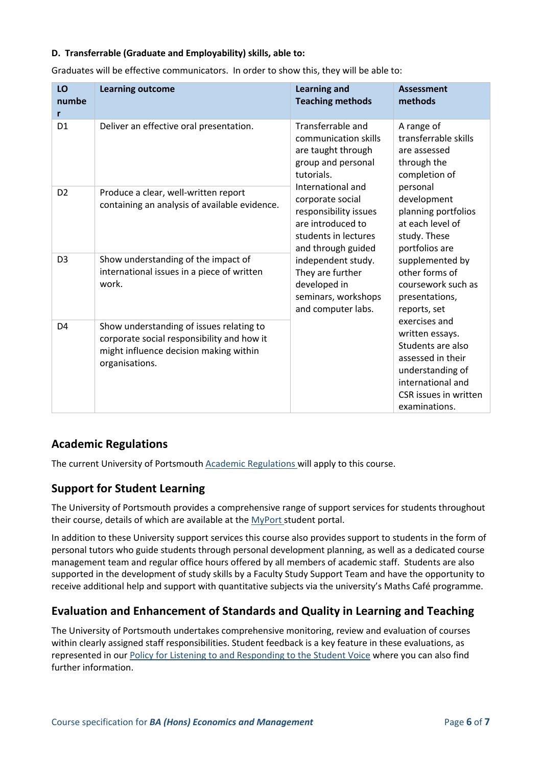**D. Transferrable (Graduate and Employability) skills, able to:**

Graduates will be effective communicators. In order to show this, they will be able to:

| LO number | Learning outcome | Learning and Teaching methods | Assessment methods |
|---|---|---|---|
| D1 | Deliver an effective oral presentation. | Transferrable and communication skills are taught through group and personal tutorials. International and corporate social responsibility issues are introduced to students in lectures and through guided independent study. They are further developed in seminars, workshops and computer labs. | A range of transferrable skills are assessed through the completion of personal development planning portfolios at each level of study. These portfolios are supplemented by other forms of coursework such as presentations, reports, set exercises and written essays. Students are also assessed in their understanding of international and CSR issues in written examinations. |
| D2 | Produce a clear, well-written report containing an analysis of available evidence. | | |
| D3 | Show understanding of the impact of international issues in a piece of written work. | | |
| D4 | Show understanding of issues relating to corporate social responsibility and how it might influence decision making within organisations. | | |

## Academic Regulations

The current University of Portsmouth Academic Regulations will apply to this course.

## Support for Student Learning

The University of Portsmouth provides a comprehensive range of support services for students throughout their course, details of which are available at the MyPort student portal.

In addition to these University support services this course also provides support to students in the form of personal tutors who guide students through personal development planning, as well as a dedicated course management team and regular office hours offered by all members of academic staff. Students are also supported in the development of study skills by a Faculty Study Support Team and have the opportunity to receive additional help and support with quantitative subjects via the university's Maths Café programme.

## Evaluation and Enhancement of Standards and Quality in Learning and Teaching

The University of Portsmouth undertakes comprehensive monitoring, review and evaluation of courses within clearly assigned staff responsibilities. Student feedback is a key feature in these evaluations, as represented in our Policy for Listening to and Responding to the Student Voice where you can also find further information.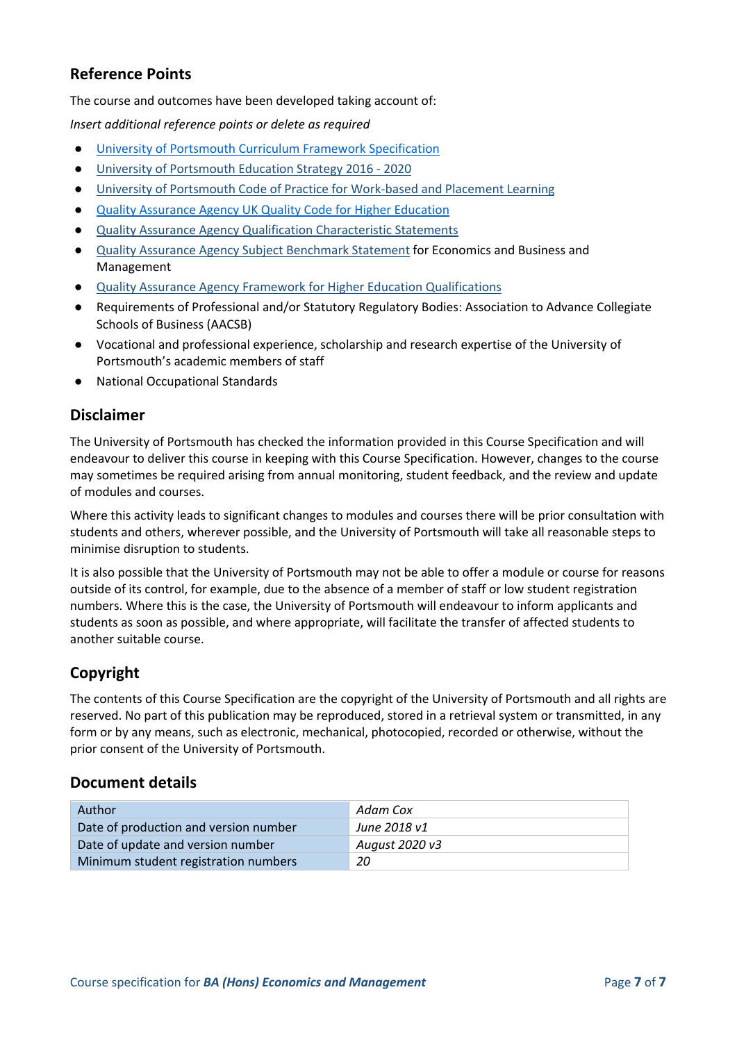## Reference Points

The course and outcomes have been developed taking account of:

*Insert additional reference points or delete as required*

- University of Portsmouth Curriculum Framework Specification
- University of Portsmouth Education Strategy 2016 - 2020
- University of Portsmouth Code of Practice for Work-based and Placement Learning
- Quality Assurance Agency UK Quality Code for Higher Education
- Quality Assurance Agency Qualification Characteristic Statements
- Quality Assurance Agency Subject Benchmark Statement for Economics and Business and Management
- Quality Assurance Agency Framework for Higher Education Qualifications
- Requirements of Professional and/or Statutory Regulatory Bodies: Association to Advance Collegiate Schools of Business (AACSB)
- Vocational and professional experience, scholarship and research expertise of the University of Portsmouth's academic members of staff
- National Occupational Standards

## Disclaimer

The University of Portsmouth has checked the information provided in this Course Specification and will endeavour to deliver this course in keeping with this Course Specification. However, changes to the course may sometimes be required arising from annual monitoring, student feedback, and the review and update of modules and courses.

Where this activity leads to significant changes to modules and courses there will be prior consultation with students and others, wherever possible, and the University of Portsmouth will take all reasonable steps to minimise disruption to students.

It is also possible that the University of Portsmouth may not be able to offer a module or course for reasons outside of its control, for example, due to the absence of a member of staff or low student registration numbers. Where this is the case, the University of Portsmouth will endeavour to inform applicants and students as soon as possible, and where appropriate, will facilitate the transfer of affected students to another suitable course.

## Copyright

The contents of this Course Specification are the copyright of the University of Portsmouth and all rights are reserved. No part of this publication may be reproduced, stored in a retrieval system or transmitted, in any form or by any means, such as electronic, mechanical, photocopied, recorded or otherwise, without the prior consent of the University of Portsmouth.

## Document details

| | |
|---|---|
| Author | *Adam Cox* |
| Date of production and version number | *June 2018 v1* |
| Date of update and version number | *August 2020 v3* |
| Minimum student registration numbers | *20* |